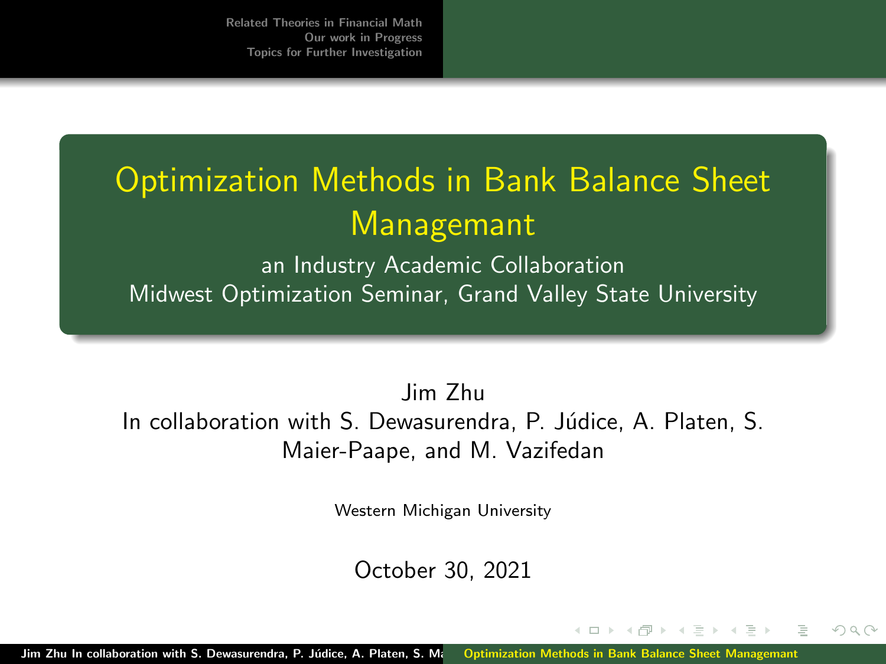# Optimization Methods in Bank Balance Sheet Managemant

an Industry Academic Collaboration
Midwest Optimization Seminar, Grand Valley State University

Jim Zhu
In collaboration with S. Dewasurendra, P. Júdice, A. Platen, S. Maier-Paape, and M. Vazifedan

Western Michigan University

October 30, 2021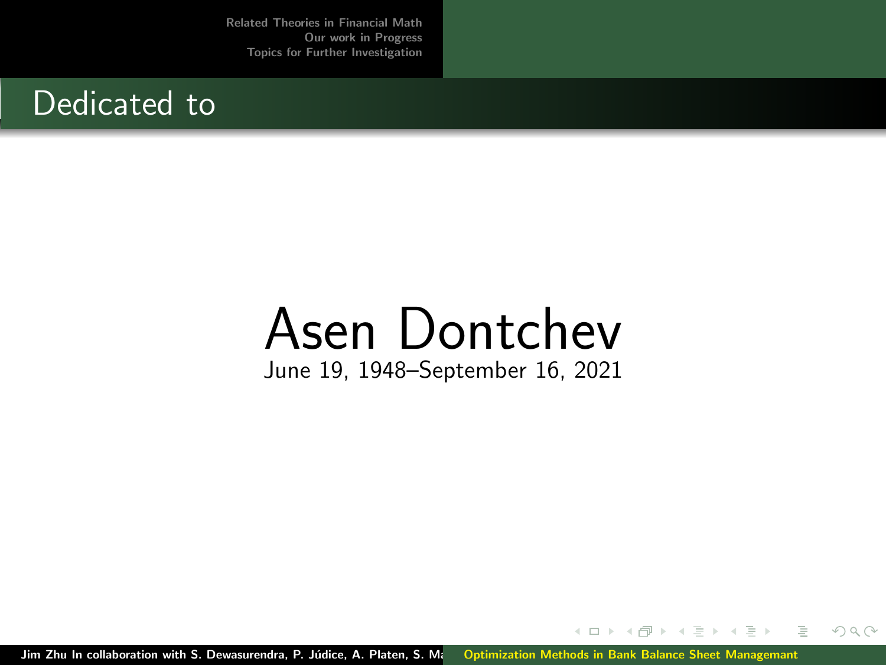## Dedicated to

# Asen Dontchev

June 19, 1948–September 16, 2021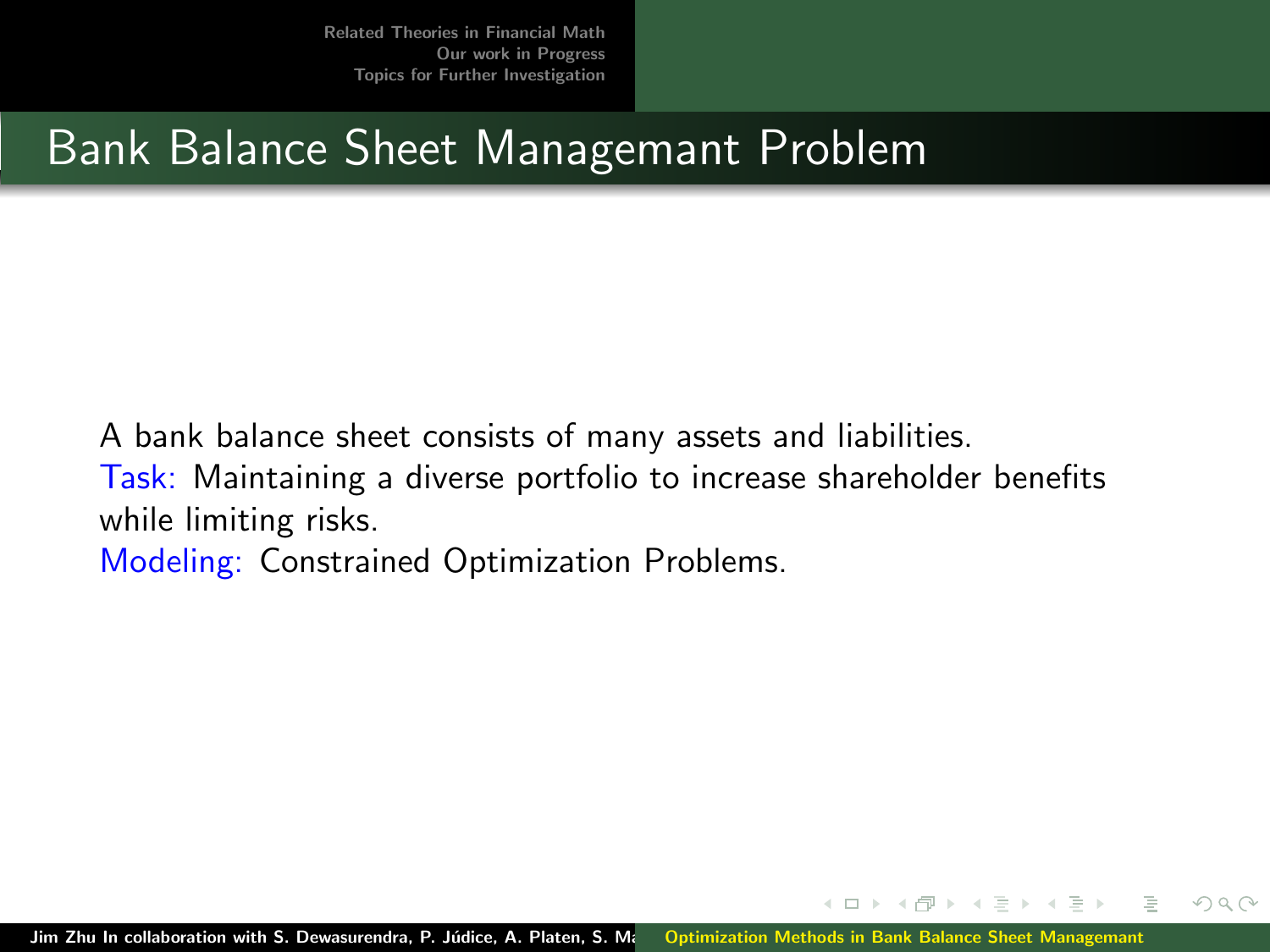# Bank Balance Sheet Managemant Problem

A bank balance sheet consists of many assets and liabilities.
Task: Maintaining a diverse portfolio to increase shareholder benefits while limiting risks.
Modeling: Constrained Optimization Problems.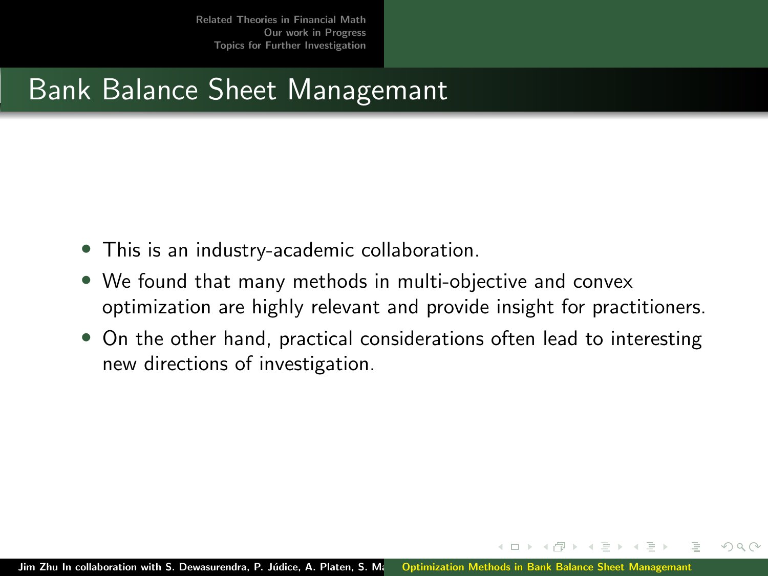## Bank Balance Sheet Managemant

- This is an industry-academic collaboration.
- We found that many methods in multi-objective and convex optimization are highly relevant and provide insight for practitioners.
- On the other hand, practical considerations often lead to interesting new directions of investigation.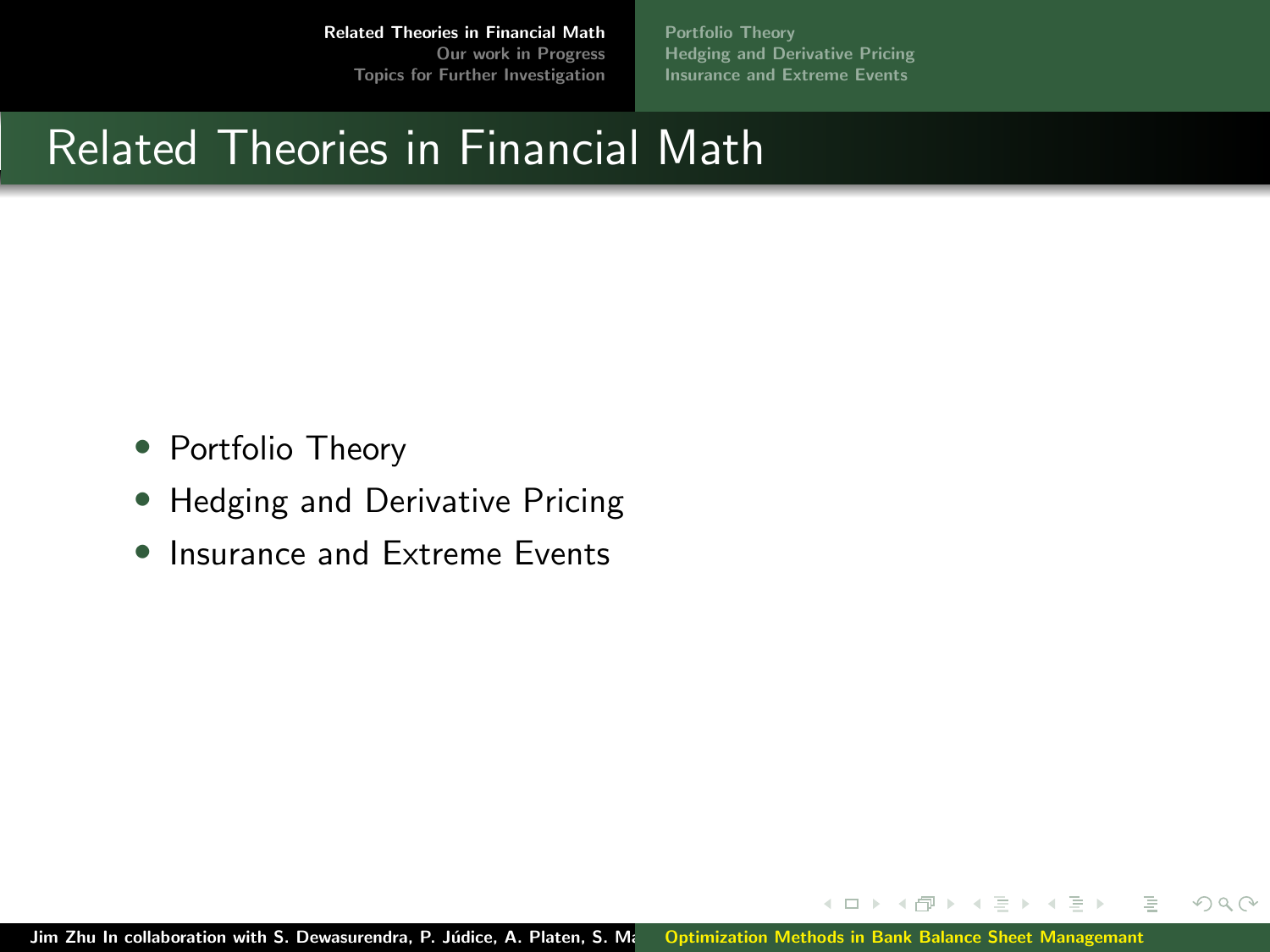# Related Theories in Financial Math

- Portfolio Theory
- Hedging and Derivative Pricing
- Insurance and Extreme Events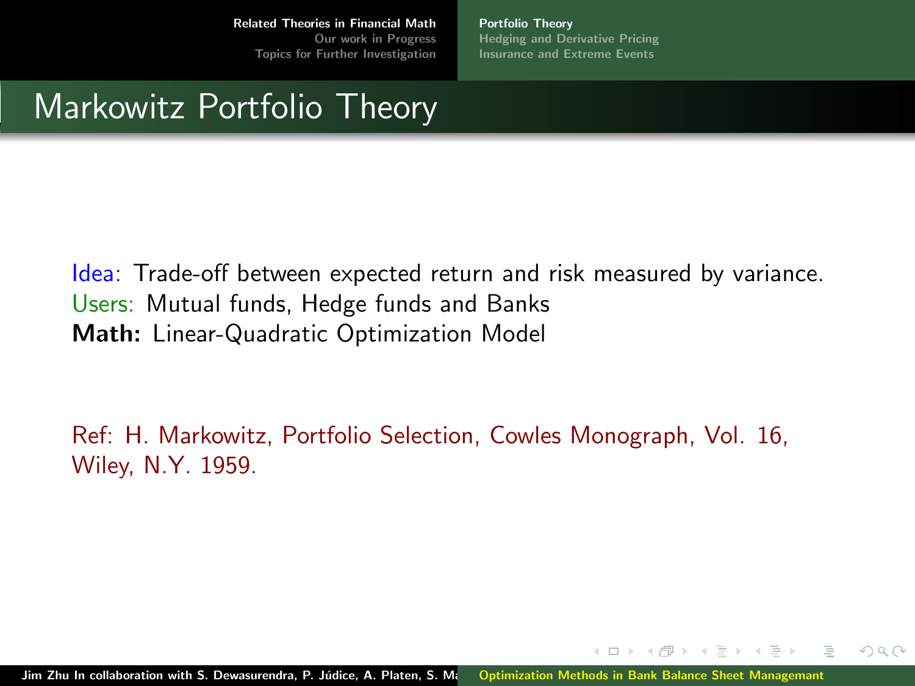# Markowitz Portfolio Theory

Idea: Trade-off between expected return and risk measured by variance.
Users: Mutual funds, Hedge funds and Banks
**Math:** Linear-Quadratic Optimization Model

Ref: H. Markowitz, Portfolio Selection, Cowles Monograph, Vol. 16, Wiley, N.Y. 1959.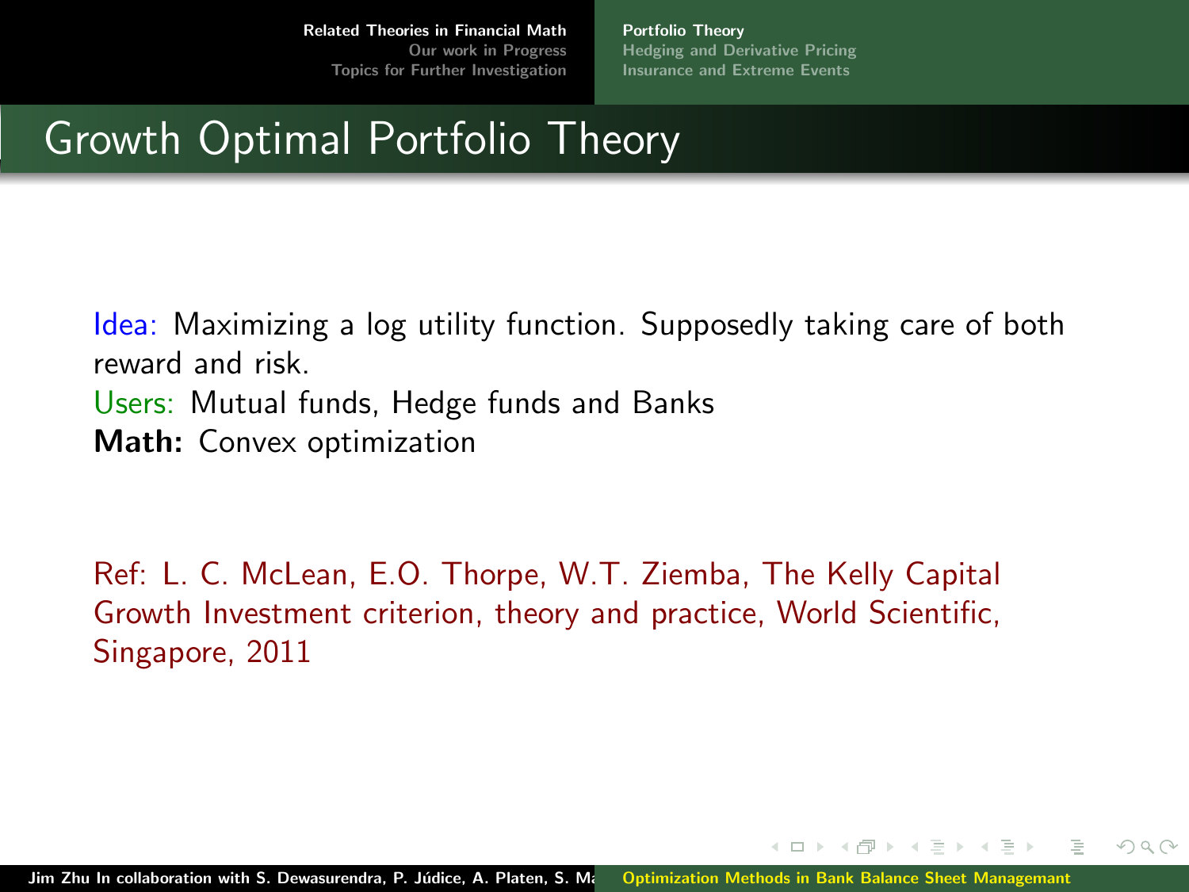# Growth Optimal Portfolio Theory

Idea: Maximizing a log utility function. Supposedly taking care of both reward and risk.
Users: Mutual funds, Hedge funds and Banks
**Math:** Convex optimization

Ref: L. C. McLean, E.O. Thorpe, W.T. Ziemba, The Kelly Capital Growth Investment criterion, theory and practice, World Scientific, Singapore, 2011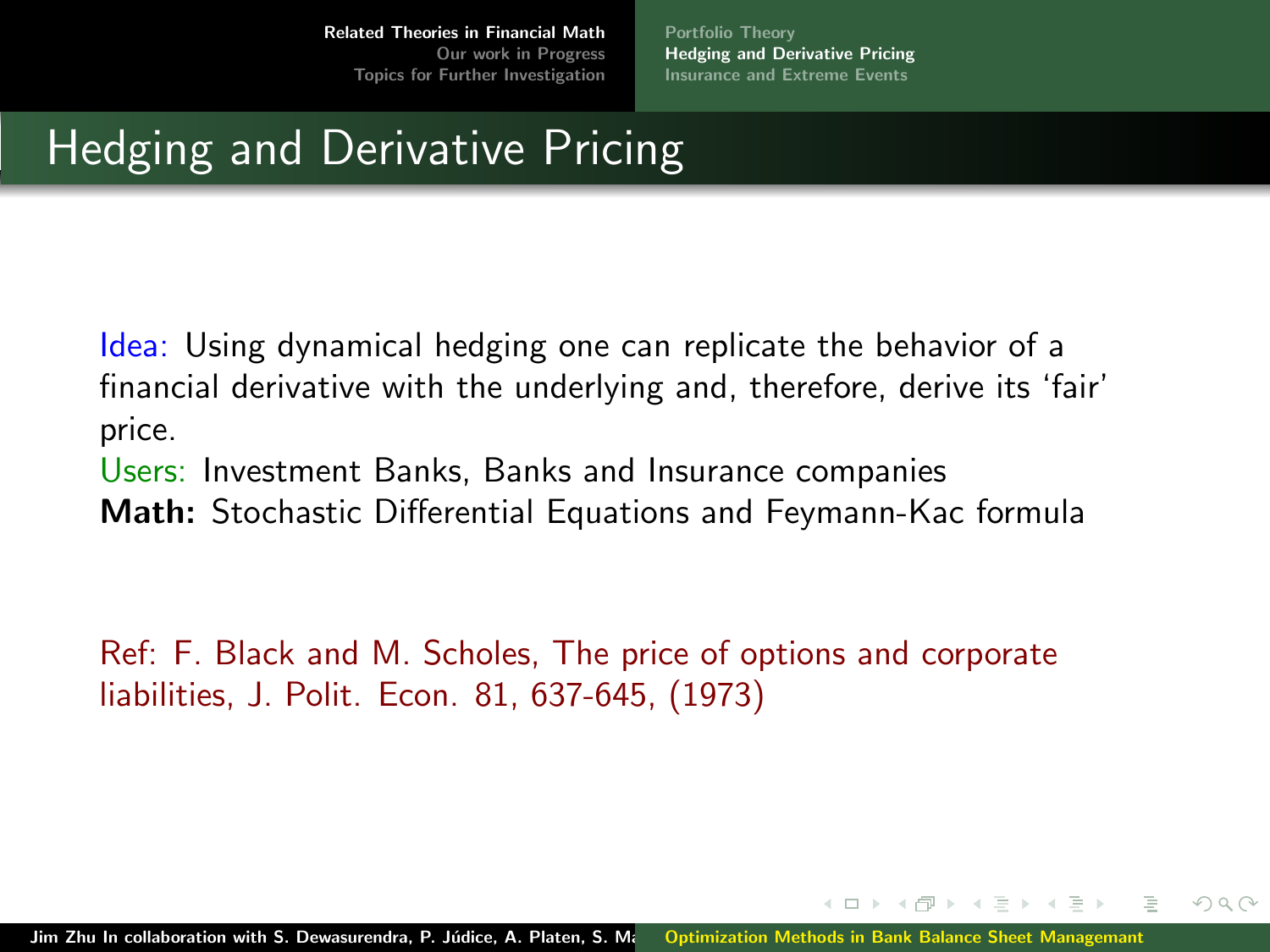# Hedging and Derivative Pricing

Idea: Using dynamical hedging one can replicate the behavior of a financial derivative with the underlying and, therefore, derive its 'fair' price.

Users: Investment Banks, Banks and Insurance companies

**Math:** Stochastic Differential Equations and Feymann-Kac formula

Ref: F. Black and M. Scholes, The price of options and corporate liabilities, J. Polit. Econ. 81, 637-645, (1973)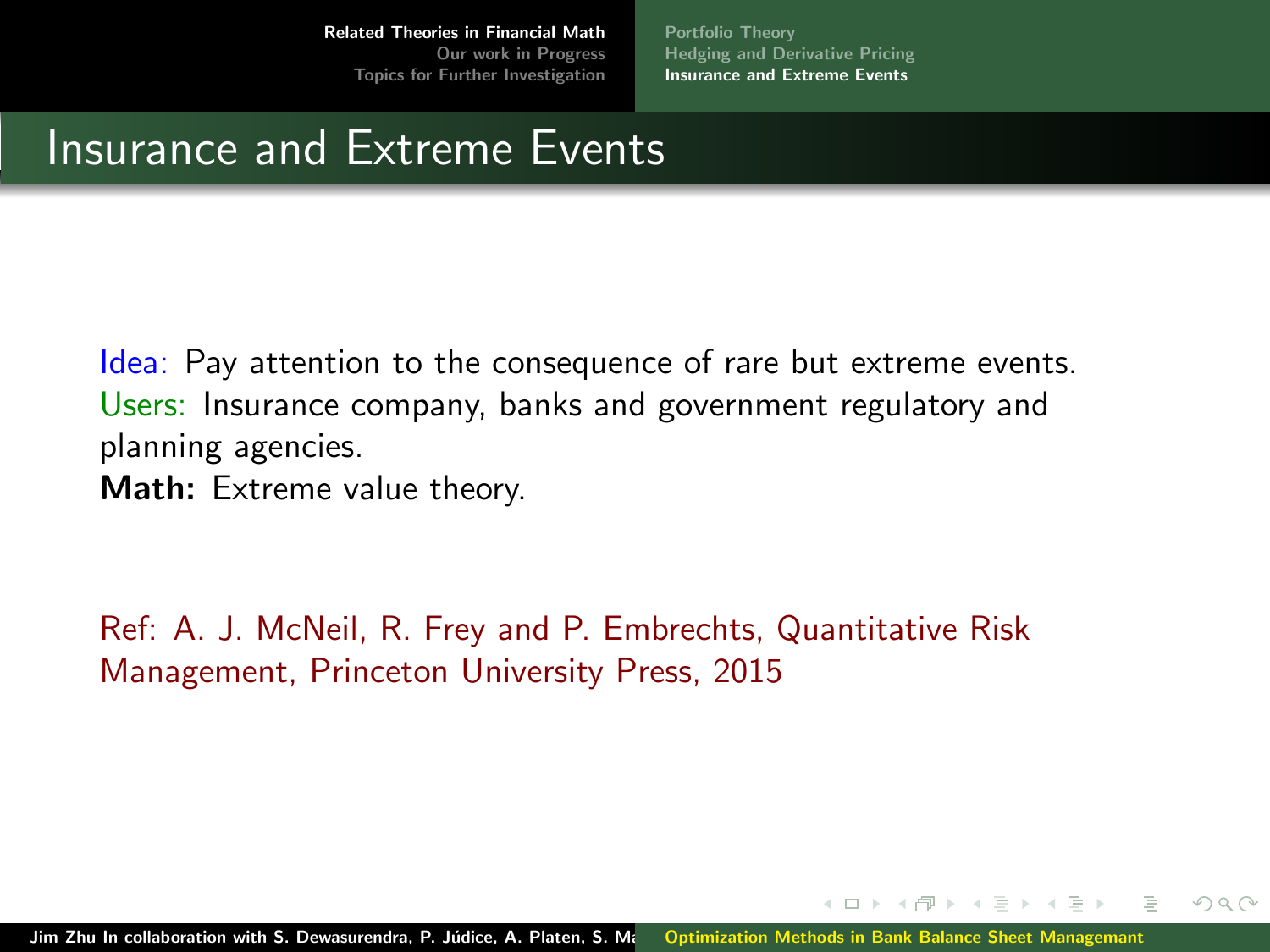# Insurance and Extreme Events

Idea: Pay attention to the consequence of rare but extreme events.
Users: Insurance company, banks and government regulatory and planning agencies.
**Math:** Extreme value theory.

Ref: A. J. McNeil, R. Frey and P. Embrechts, Quantitative Risk Management, Princeton University Press, 2015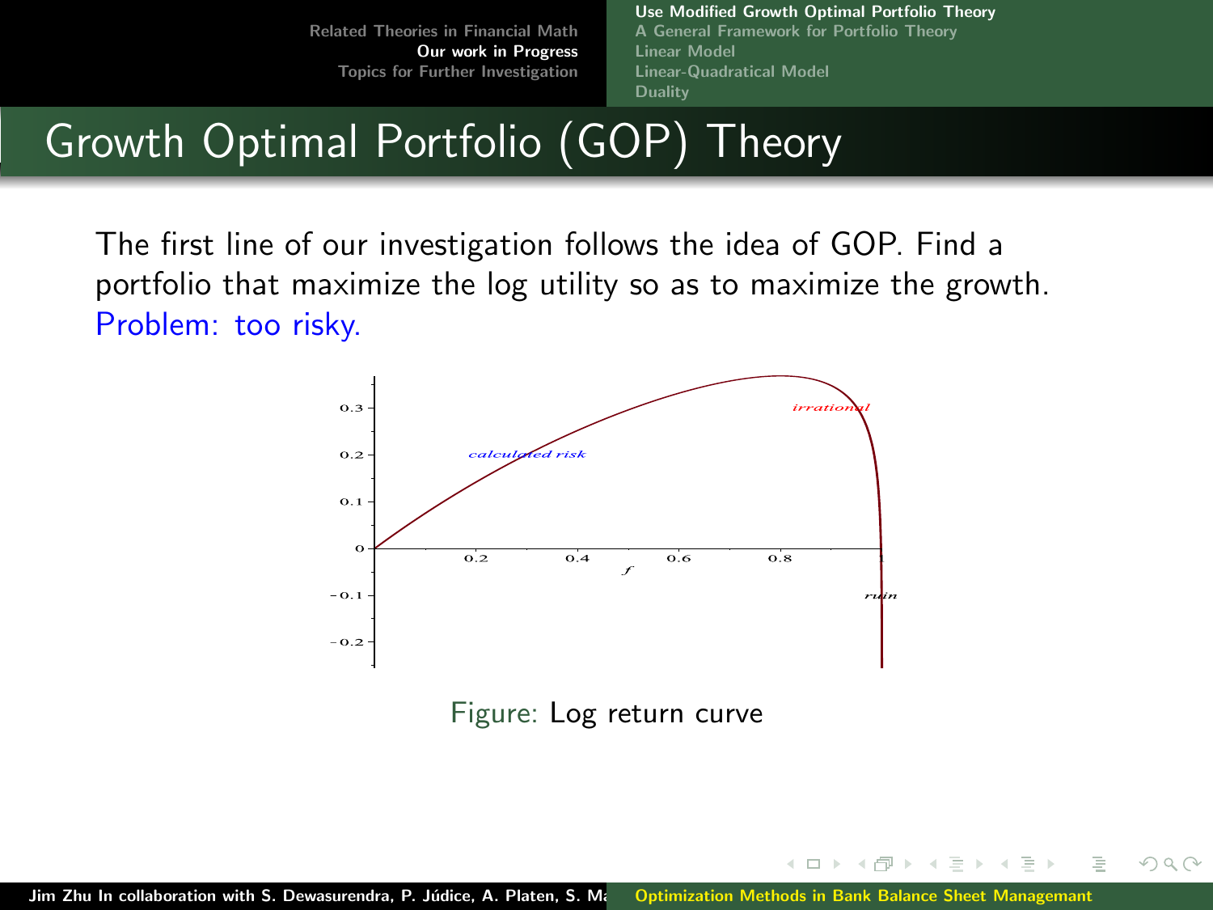# Growth Optimal Portfolio (GOP) Theory

The first line of our investigation follows the idea of GOP. Find a portfolio that maximize the log utility so as to maximize the growth. Problem: too risky.

Figure: Log return curve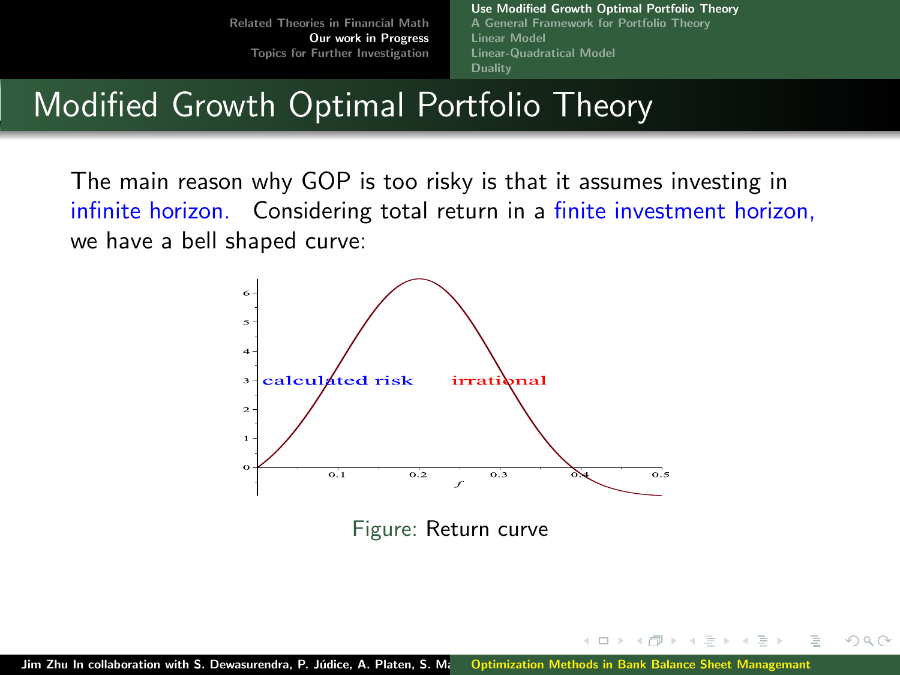# Modified Growth Optimal Portfolio Theory

The main reason why GOP is too risky is that it assumes investing in infinite horizon. Considering total return in a finite investment horizon, we have a bell shaped curve:

Figure: Return curve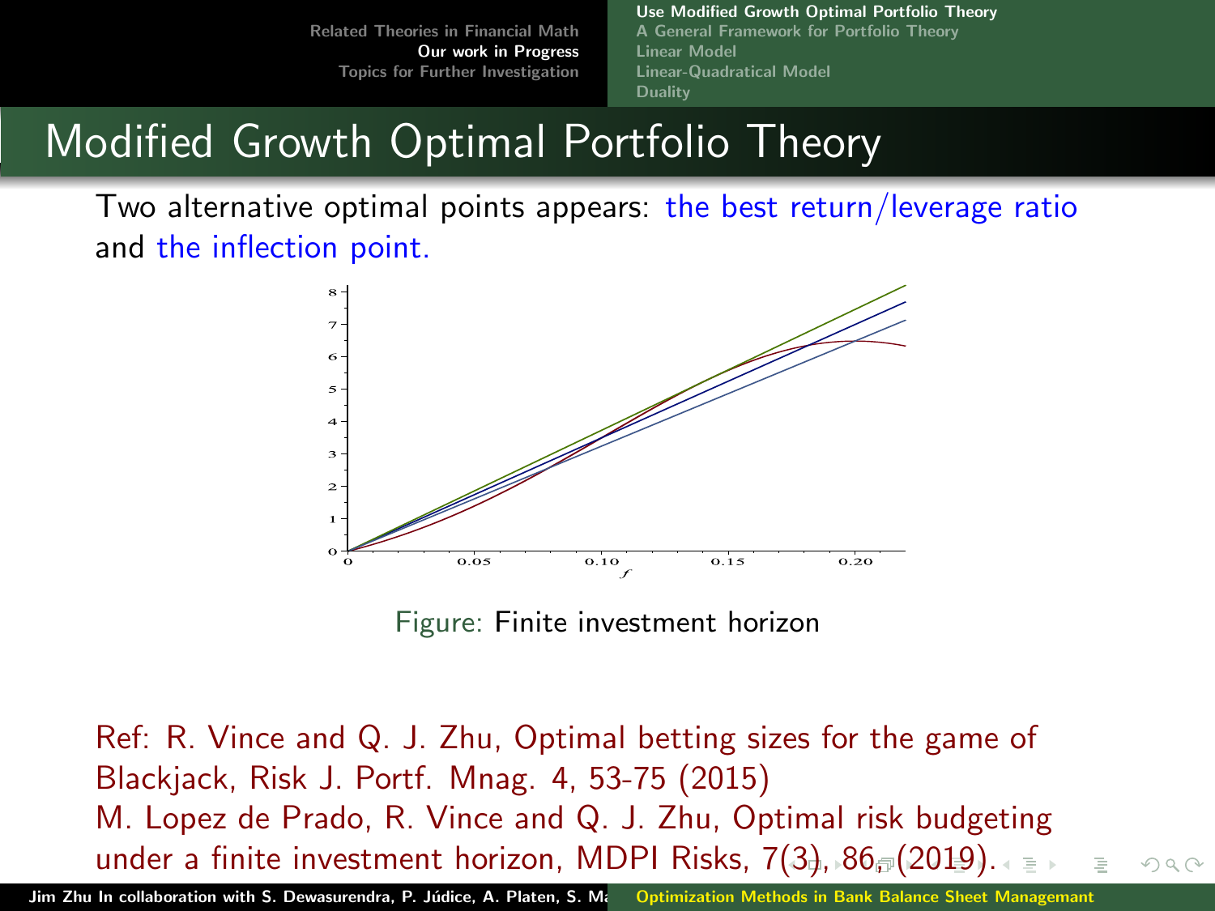# Modified Growth Optimal Portfolio Theory

Two alternative optimal points appears: the best return/leverage ratio and the inflection point.

Figure: Finite investment horizon

Ref: R. Vince and Q. J. Zhu, Optimal betting sizes for the game of Blackjack, Risk J. Portf. Mnag. 4, 53-75 (2015)

M. Lopez de Prado, R. Vince and Q. J. Zhu, Optimal risk budgeting under a finite investment horizon, MDPI Risks, 7(3), 86, (2019).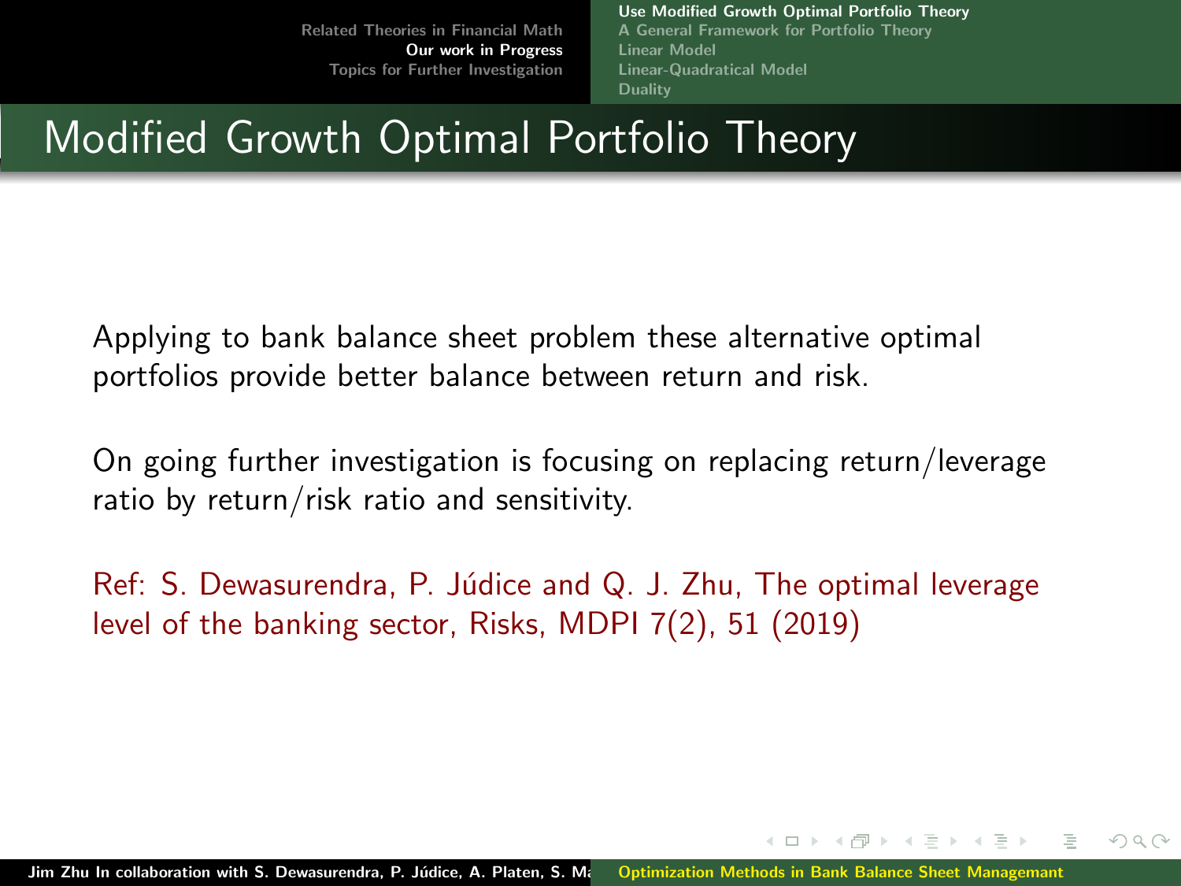# Modified Growth Optimal Portfolio Theory

Applying to bank balance sheet problem these alternative optimal portfolios provide better balance between return and risk.

On going further investigation is focusing on replacing return/leverage ratio by return/risk ratio and sensitivity.

Ref: S. Dewasurendra, P. Júdice and Q. J. Zhu, The optimal leverage level of the banking sector, Risks, MDPI 7(2), 51 (2019)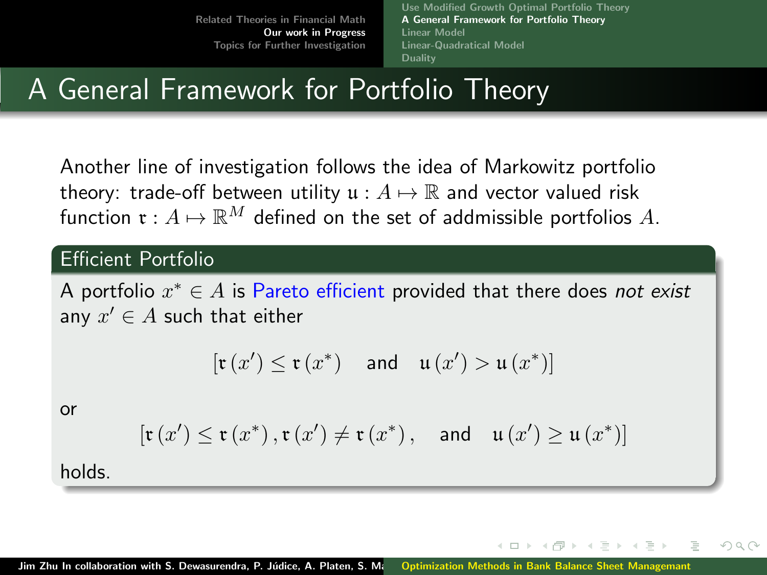# A General Framework for Portfolio Theory

Another line of investigation follows the idea of Markowitz portfolio theory: trade-off between utility $\mathfrak{u} : A \mapsto \mathbb{R}$ and vector valued risk function $\mathfrak{r} : A \mapsto \mathbb{R}^M$ defined on the set of addmissible portfolios $A$.

## Efficient Portfolio

A portfolio $x^* \in A$ is Pareto efficient provided that there does *not exist* any $x' \in A$ such that either

$$[\mathfrak{r}(x') \leq \mathfrak{r}(x^*) \quad \text{and} \quad \mathfrak{u}(x') > \mathfrak{u}(x^*)]$$

or

$$[\mathfrak{r}(x') \leq \mathfrak{r}(x^*), \mathfrak{r}(x') \neq \mathfrak{r}(x^*), \quad \text{and} \quad \mathfrak{u}(x') \geq \mathfrak{u}(x^*)]$$

holds.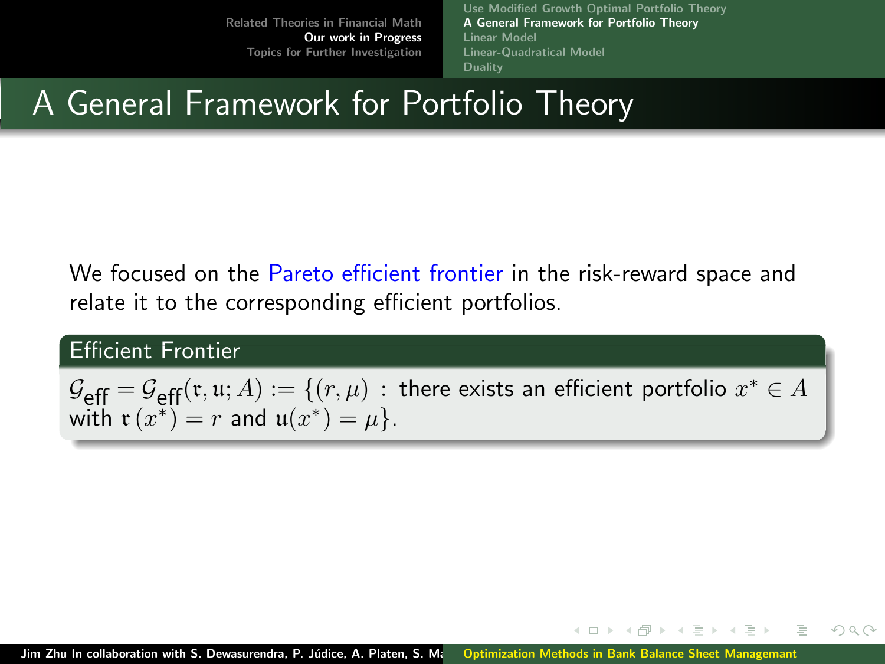# A General Framework for Portfolio Theory

We focused on the Pareto efficient frontier in the risk-reward space and relate it to the corresponding efficient portfolios.

## Efficient Frontier

$\mathcal{G}_{\text{eff}} = \mathcal{G}_{\text{eff}}(\mathfrak{r}, \mathfrak{u}; A) := \{(r, \mu)$ : there exists an efficient portfolio $x^* \in A$ with $\mathfrak{r}(x^*) = r$ and $\mathfrak{u}(x^*) = \mu\}$.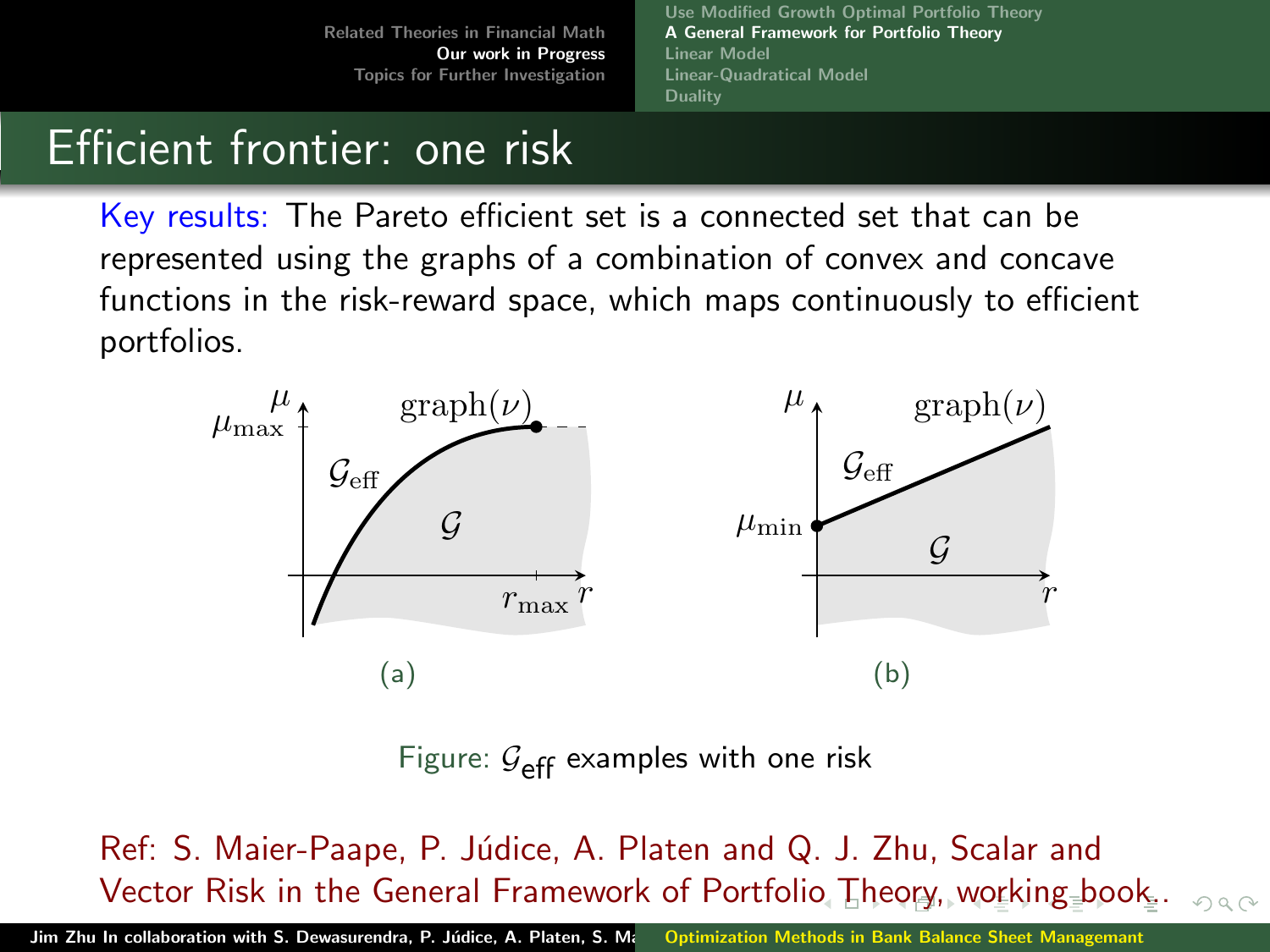# Efficient frontier: one risk

Key results: The Pareto efficient set is a connected set that can be represented using the graphs of a combination of convex and concave functions in the risk-reward space, which maps continuously to efficient portfolios.

(a)

(b)

Figure: $\mathcal{G}_{\text{eff}}$ examples with one risk

Ref: S. Maier-Paape, P. Júdice, A. Platen and Q. J. Zhu, Scalar and Vector Risk in the General Framework of Portfolio Theory, working book.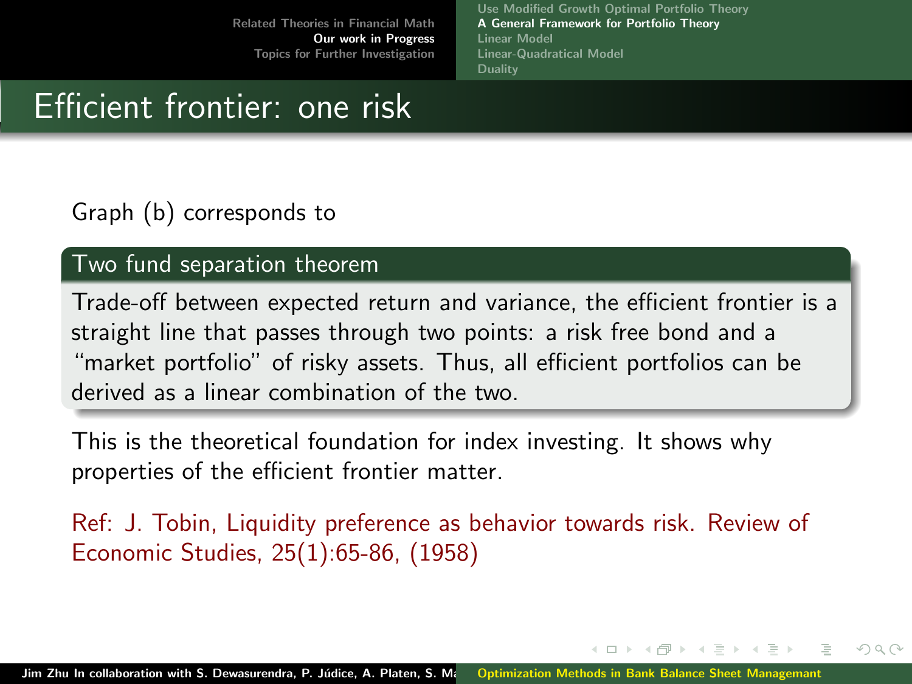# Efficient frontier: one risk

Graph (b) corresponds to

**Two fund separation theorem**

Trade-off between expected return and variance, the efficient frontier is a straight line that passes through two points: a risk free bond and a "market portfolio" of risky assets. Thus, all efficient portfolios can be derived as a linear combination of the two.

This is the theoretical foundation for index investing. It shows why properties of the efficient frontier matter.

Ref: J. Tobin, Liquidity preference as behavior towards risk. Review of Economic Studies, 25(1):65-86, (1958)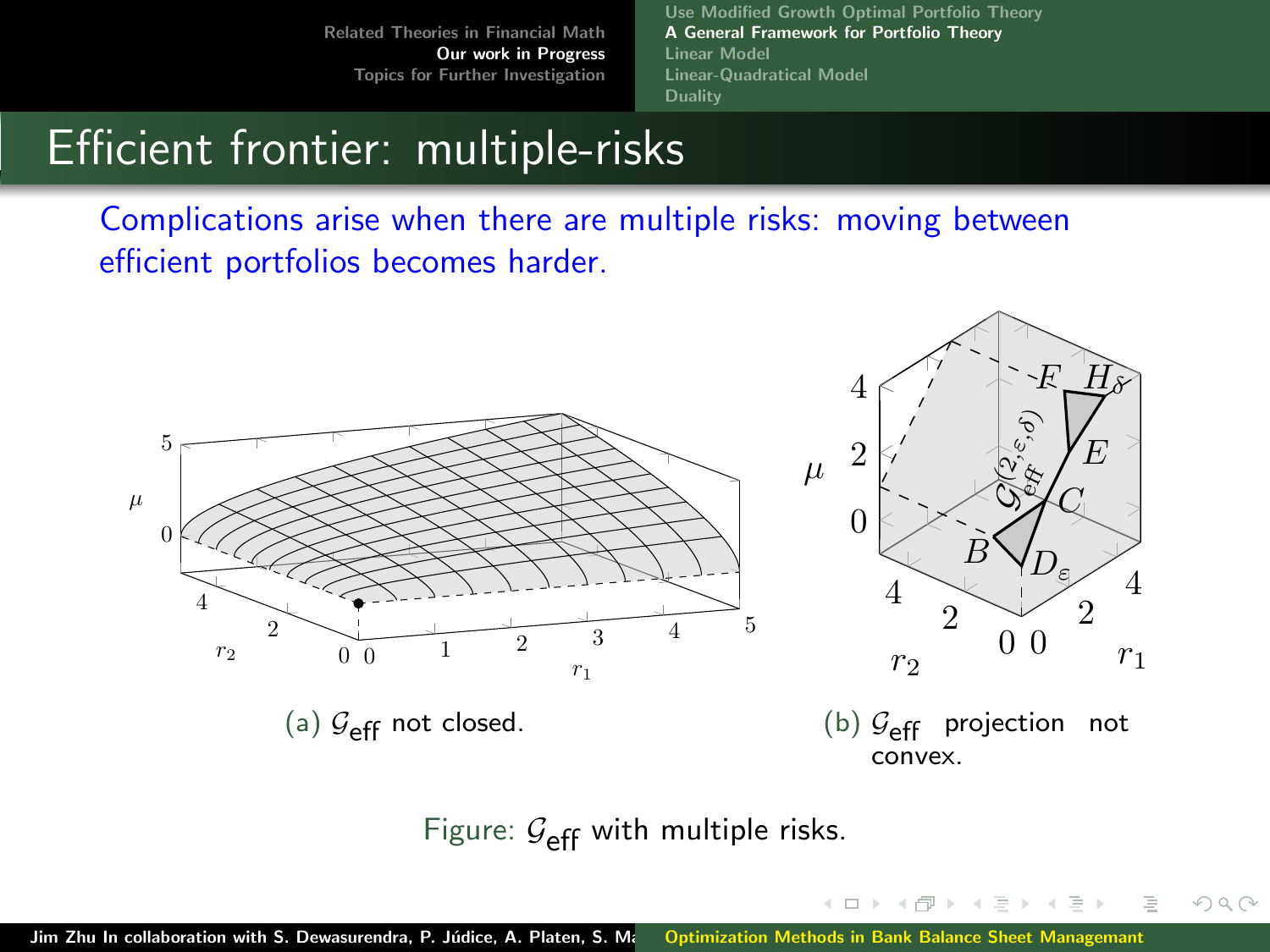# Efficient frontier: multiple-risks

Complications arise when there are multiple risks: moving between efficient portfolios becomes harder.

(a) $\mathcal{G}_{\text{eff}}$ not closed.

(b) $\mathcal{G}_{\text{eff}}$ projection not convex.

Figure: $\mathcal{G}_{\text{eff}}$ with multiple risks.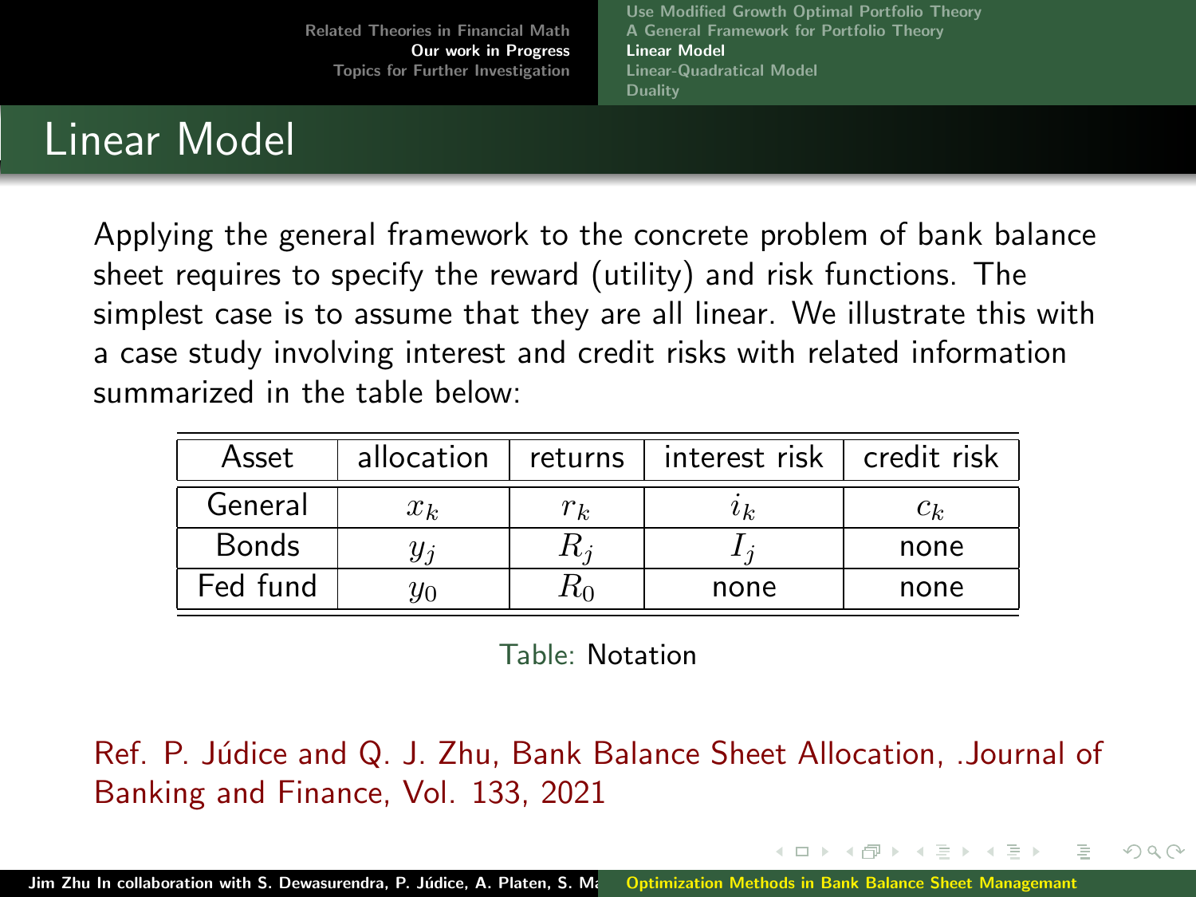# Linear Model

Applying the general framework to the concrete problem of bank balance sheet requires to specify the reward (utility) and risk functions. The simplest case is to assume that they are all linear. We illustrate this with a case study involving interest and credit risks with related information summarized in the table below:

| Asset | allocation | returns | interest risk | credit risk |
|---|---|---|---|---|
| General | $x_k$ | $r_k$ | $i_k$ | $c_k$ |
| Bonds | $y_j$ | $R_j$ | $I_j$ | none |
| Fed fund | $y_0$ | $R_0$ | none | none |

Table: Notation

Ref. P. Júdice and Q. J. Zhu, Bank Balance Sheet Allocation, .Journal of Banking and Finance, Vol. 133, 2021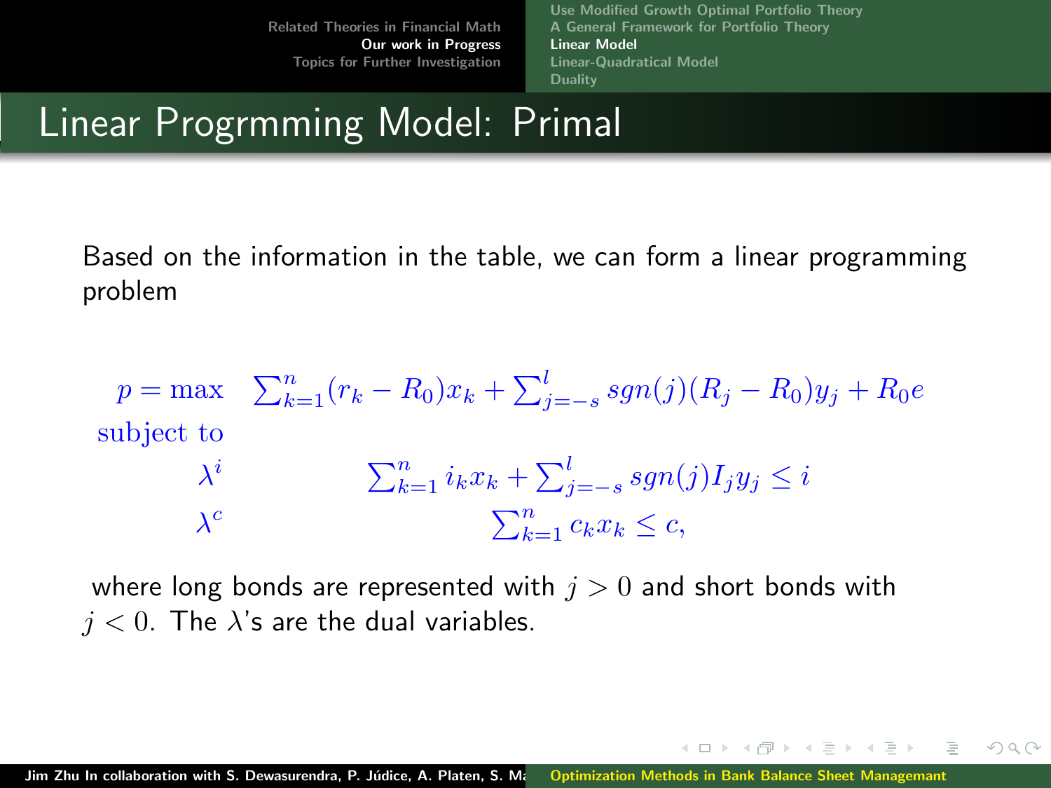# Linear Progrmming Model: Primal

Based on the information in the table, we can form a linear programming problem

$$
\begin{array}{rl}
p = \max & \sum_{k=1}^{n}(r_k - R_0)x_k + \sum_{j=-s}^{l} sgn(j)(R_j - R_0)y_j + R_0 e \\
\text{subject to} & \\
\lambda^i & \sum_{k=1}^{n} i_k x_k + \sum_{j=-s}^{l} sgn(j) I_j y_j \leq i \\
\lambda^c & \sum_{k=1}^{n} c_k x_k \leq c,
\end{array}
$$

where long bonds are represented with $j > 0$ and short bonds with $j < 0$. The $\lambda$'s are the dual variables.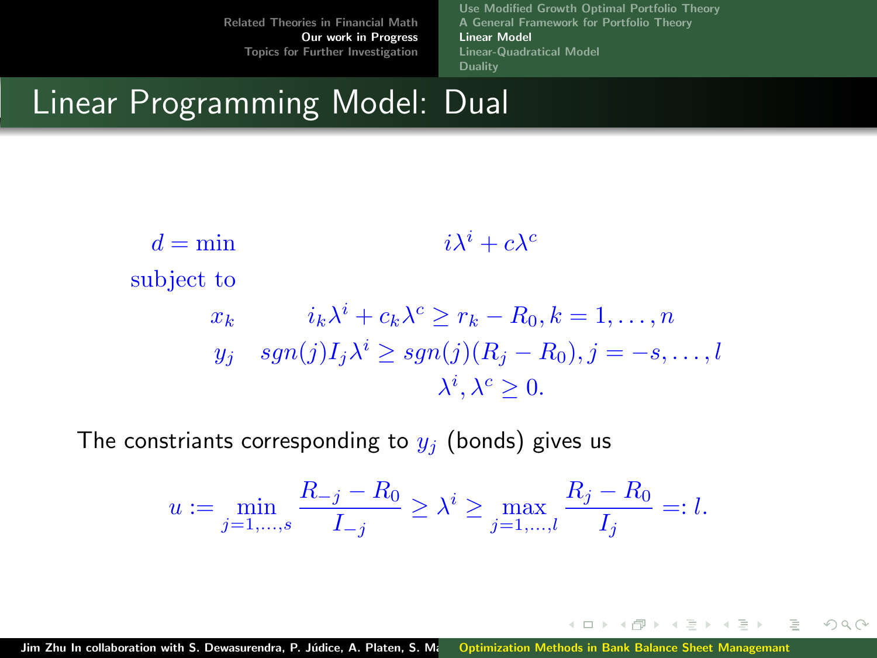# Linear Programming Model: Dual

$$
\begin{aligned}
d = \min \quad & i\lambda^i + c\lambda^c \\
\text{subject to} \quad & \\
x_k \quad & i_k\lambda^i + c_k\lambda^c \geq r_k - R_0, k = 1, \ldots, n \\
y_j \quad & sgn(j)I_j\lambda^i \geq sgn(j)(R_j - R_0), j = -s, \ldots, l \\
& \lambda^i, \lambda^c \geq 0.
\end{aligned}
$$

The constriants corresponding to $y_j$ (bonds) gives us

$$
u := \min_{j=1,\ldots,s} \frac{R_{-j} - R_0}{I_{-j}} \geq \lambda^i \geq \max_{j=1,\ldots,l} \frac{R_j - R_0}{I_j} =: l.
$$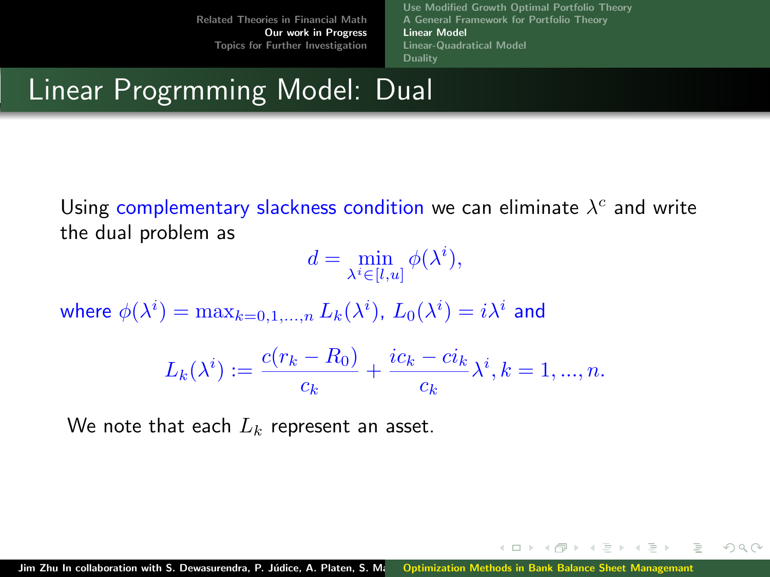# Linear Progrmming Model: Dual

Using complementary slackness condition we can eliminate $\lambda^c$ and write the dual problem as

$$d = \min_{\lambda^i \in [l,u]} \phi(\lambda^i),$$

where $\phi(\lambda^i) = \max_{k=0,1,...,n} L_k(\lambda^i)$, $L_0(\lambda^i) = i\lambda^i$ and

$$L_k(\lambda^i) := \frac{c(r_k - R_0)}{c_k} + \frac{ic_k - ci_k}{c_k}\lambda^i, k = 1, ..., n.$$

We note that each $L_k$ represent an asset.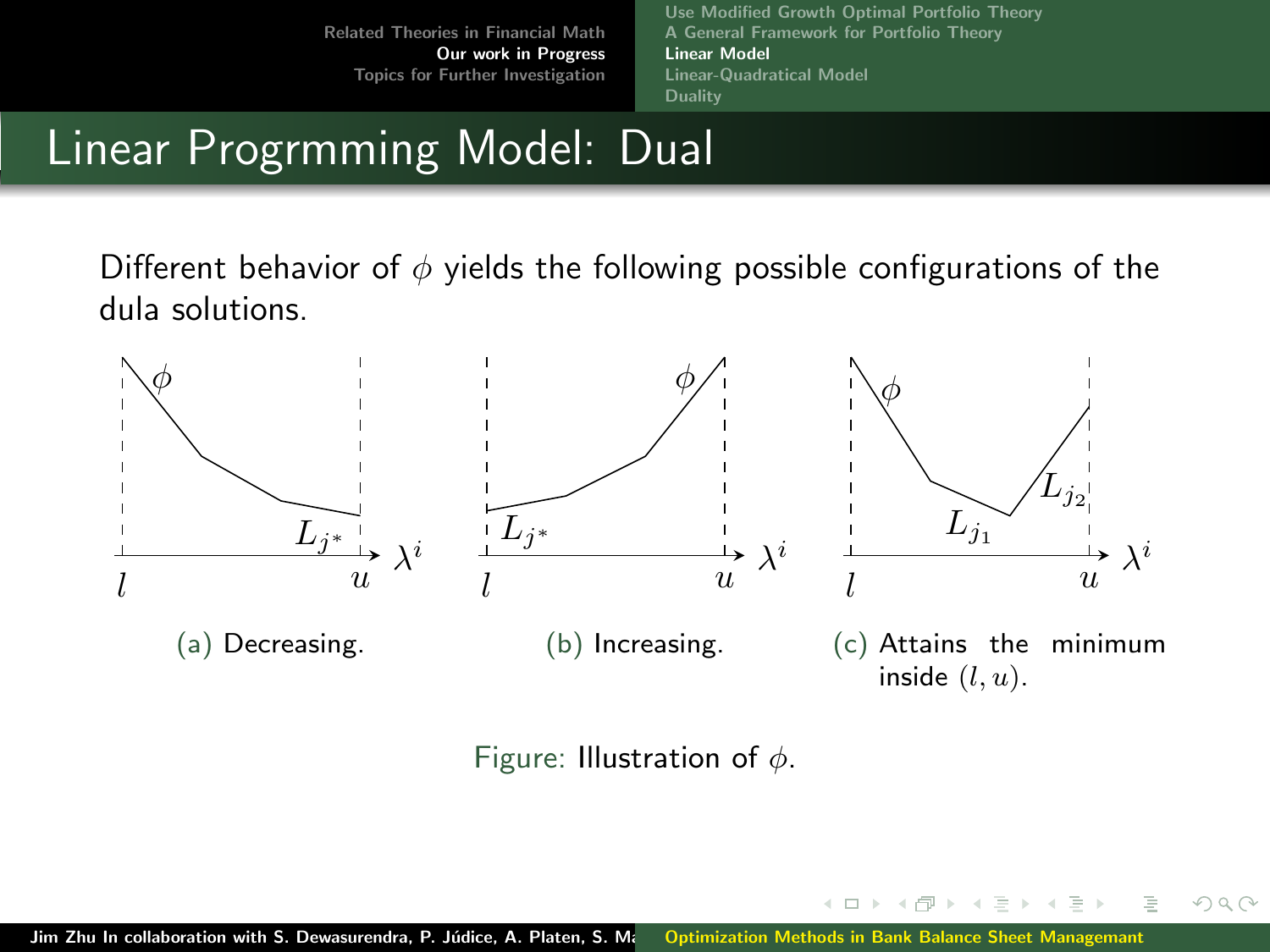# Linear Progrmming Model: Dual

Different behavior of $\phi$ yields the following possible configurations of the dula solutions.

(a) Decreasing.

(b) Increasing.

(c) Attains the minimum inside $(l, u)$.

Figure: Illustration of $\phi$.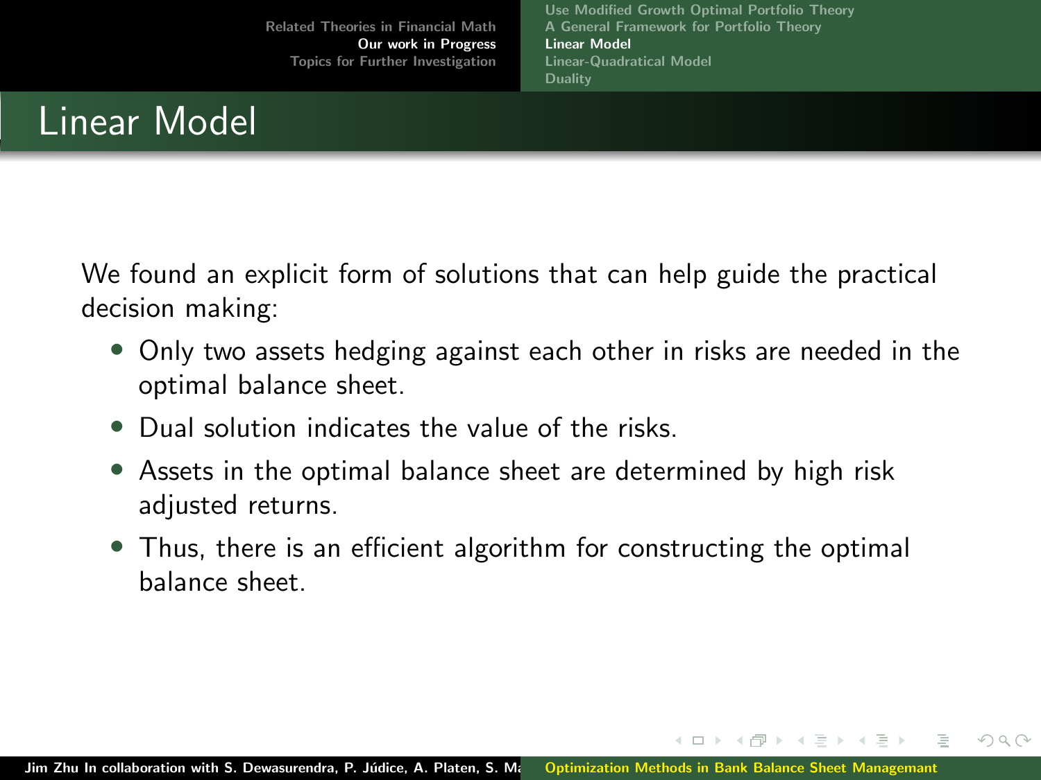# Linear Model

We found an explicit form of solutions that can help guide the practical decision making:

- Only two assets hedging against each other in risks are needed in the optimal balance sheet.
- Dual solution indicates the value of the risks.
- Assets in the optimal balance sheet are determined by high risk adjusted returns.
- Thus, there is an efficient algorithm for constructing the optimal balance sheet.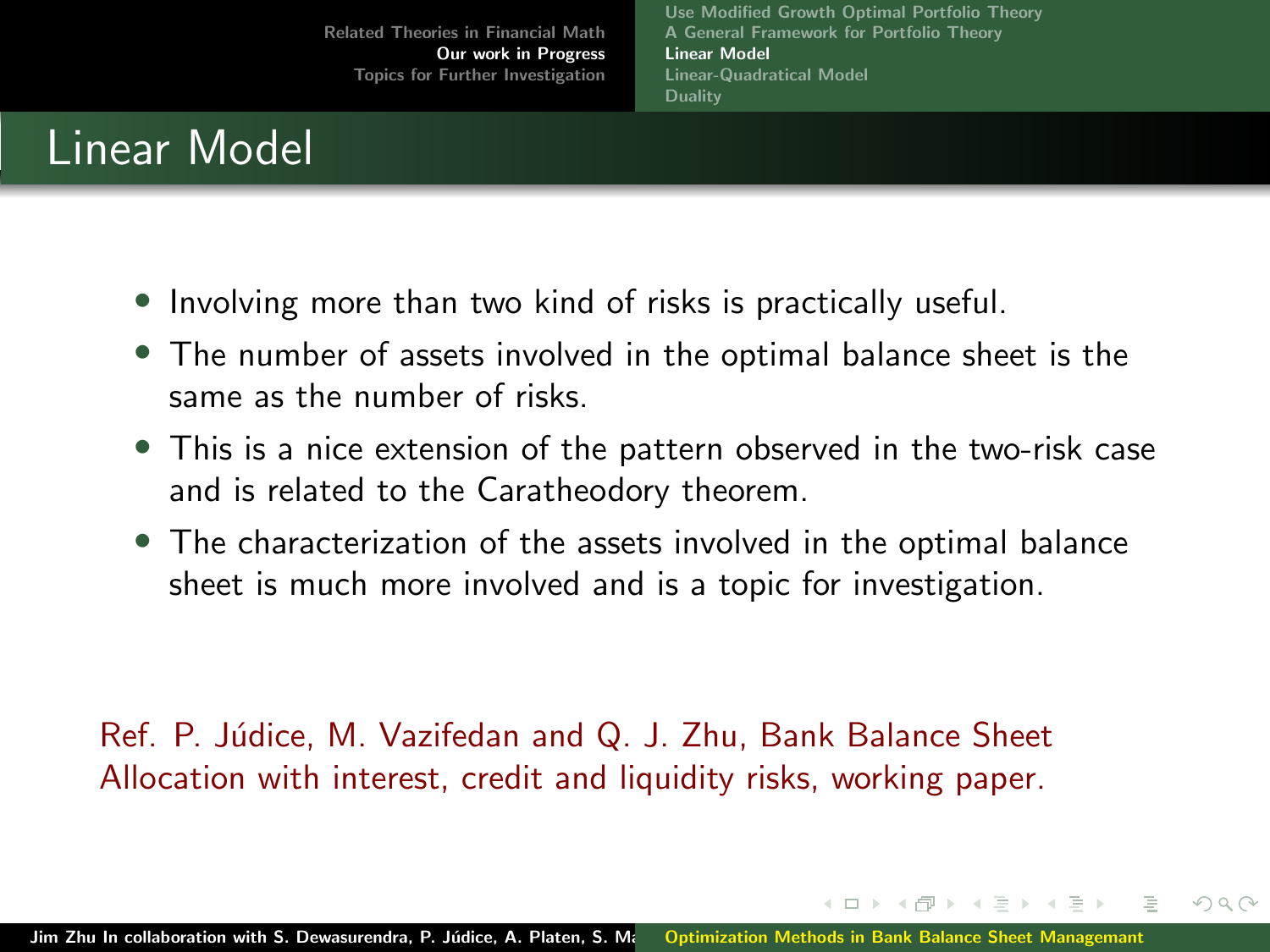# Linear Model

- Involving more than two kind of risks is practically useful.
- The number of assets involved in the optimal balance sheet is the same as the number of risks.
- This is a nice extension of the pattern observed in the two-risk case and is related to the Caratheodory theorem.
- The characterization of the assets involved in the optimal balance sheet is much more involved and is a topic for investigation.

Ref. P. Júdice, M. Vazifedan and Q. J. Zhu, Bank Balance Sheet Allocation with interest, credit and liquidity risks, working paper.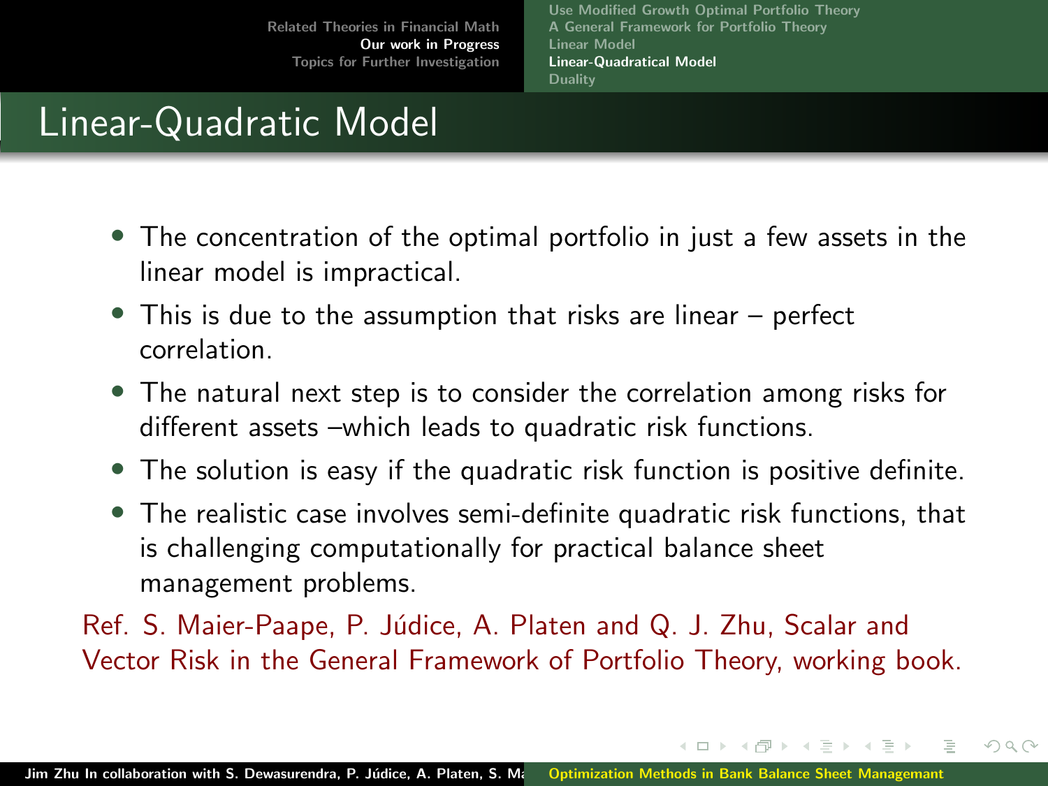# Linear-Quadratic Model

- The concentration of the optimal portfolio in just a few assets in the linear model is impractical.
- This is due to the assumption that risks are linear – perfect correlation.
- The natural next step is to consider the correlation among risks for different assets –which leads to quadratic risk functions.
- The solution is easy if the quadratic risk function is positive definite.
- The realistic case involves semi-definite quadratic risk functions, that is challenging computationally for practical balance sheet management problems.

Ref. S. Maier-Paape, P. Júdice, A. Platen and Q. J. Zhu, Scalar and Vector Risk in the General Framework of Portfolio Theory, working book.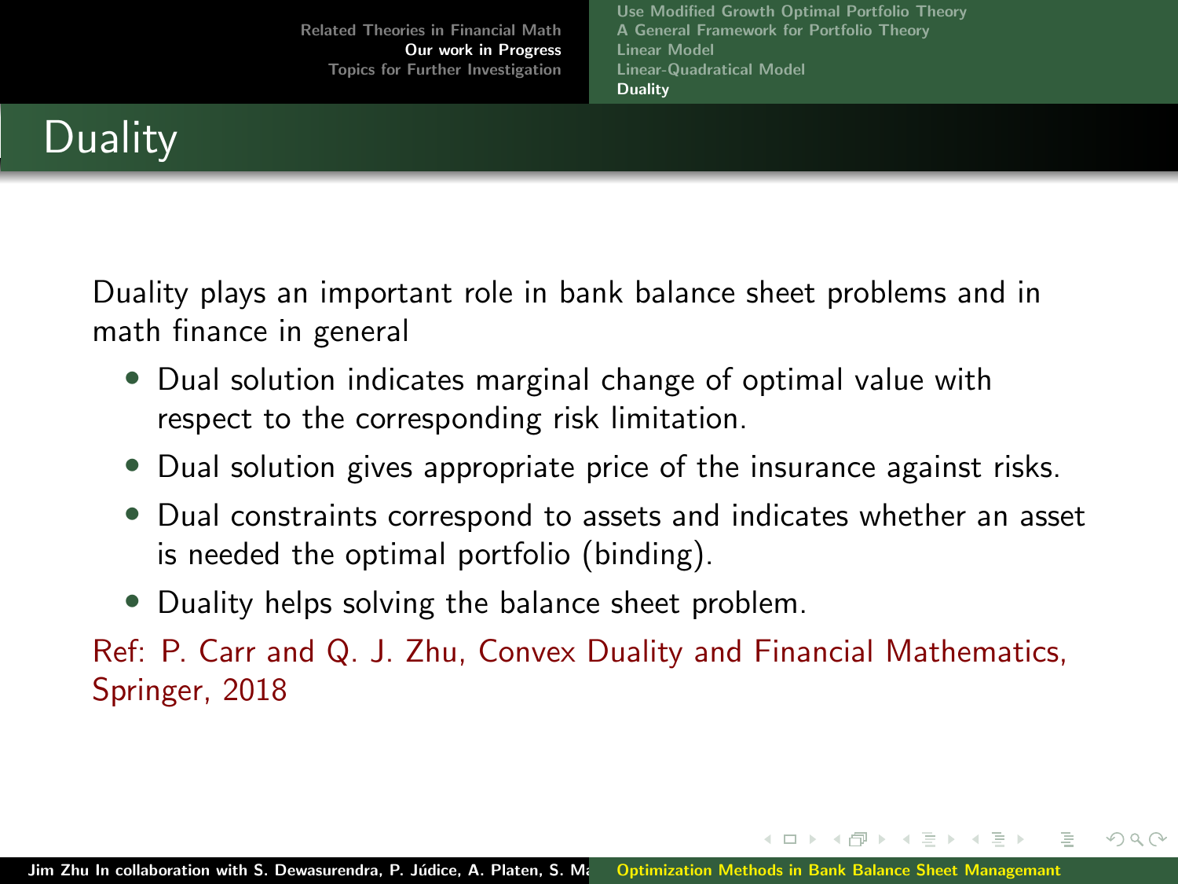# Duality

Duality plays an important role in bank balance sheet problems and in math finance in general

- Dual solution indicates marginal change of optimal value with respect to the corresponding risk limitation.
- Dual solution gives appropriate price of the insurance against risks.
- Dual constraints correspond to assets and indicates whether an asset is needed the optimal portfolio (binding).
- Duality helps solving the balance sheet problem.

Ref: P. Carr and Q. J. Zhu, Convex Duality and Financial Mathematics, Springer, 2018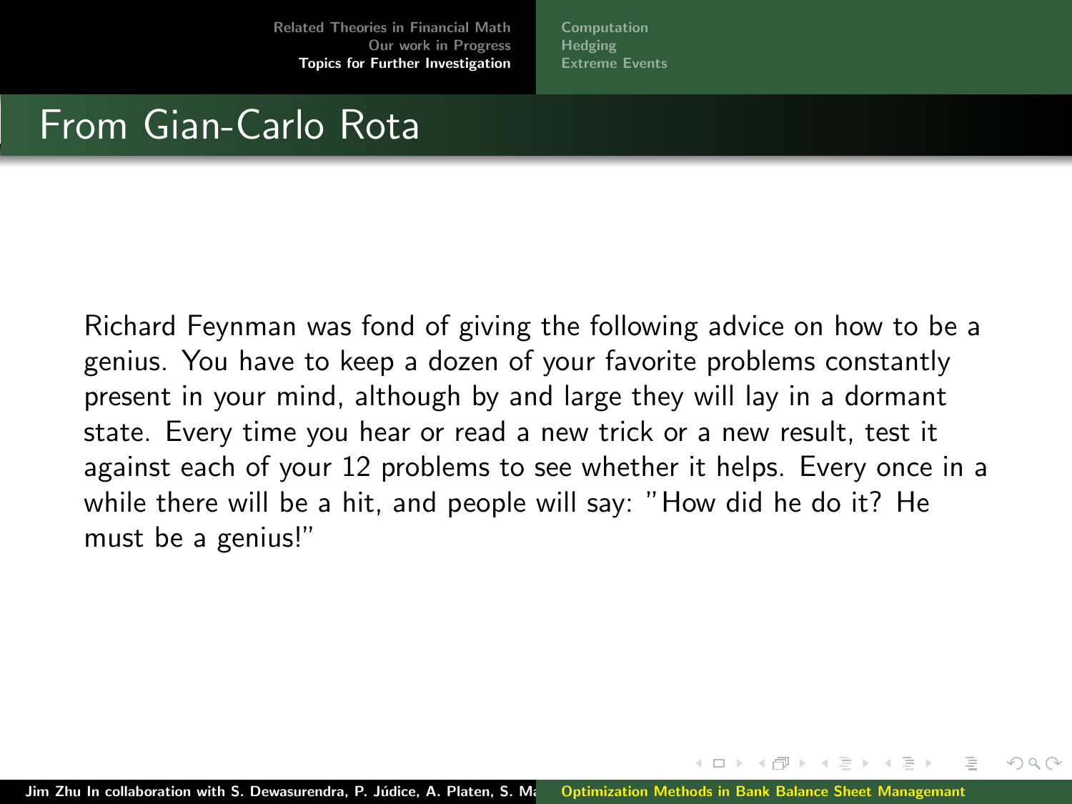# From Gian-Carlo Rota

Richard Feynman was fond of giving the following advice on how to be a genius. You have to keep a dozen of your favorite problems constantly present in your mind, although by and large they will lay in a dormant state. Every time you hear or read a new trick or a new result, test it against each of your 12 problems to see whether it helps. Every once in a while there will be a hit, and people will say: "How did he do it? He must be a genius!"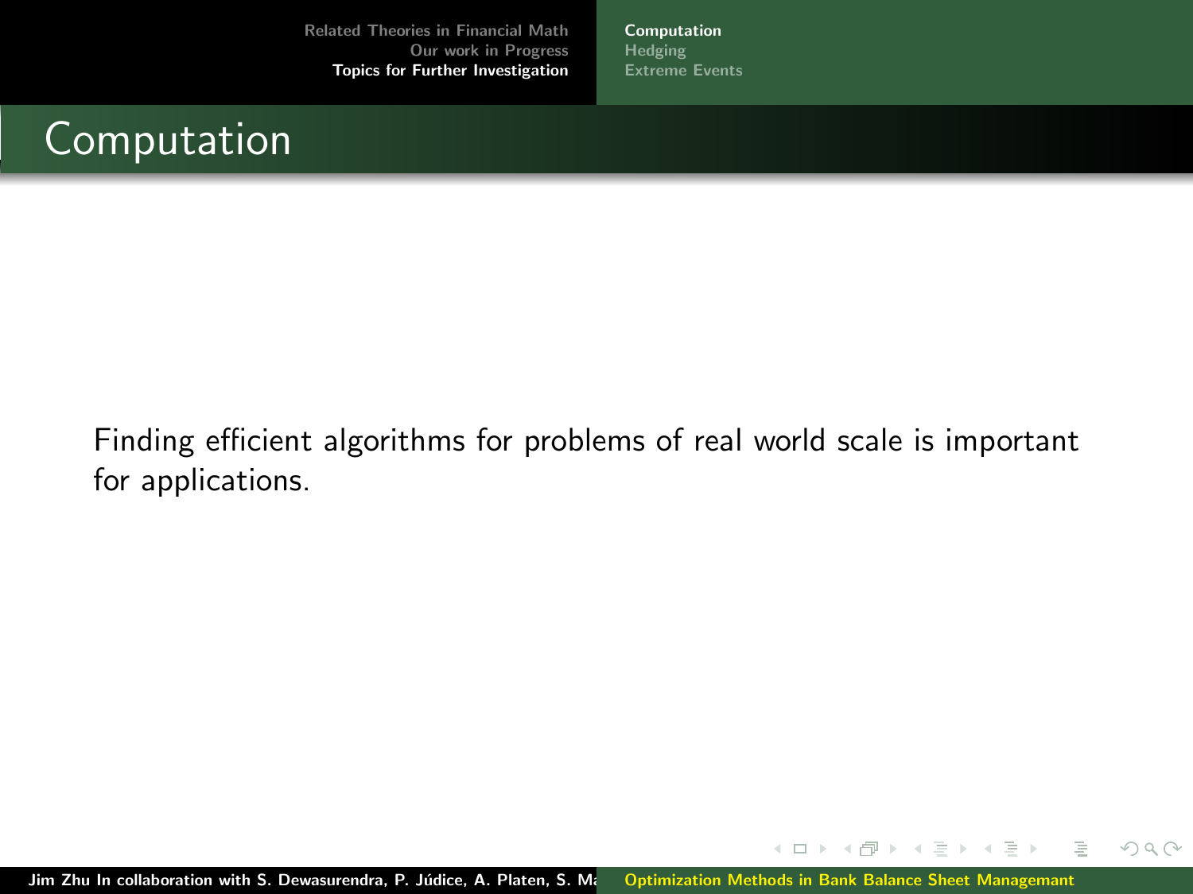# Computation

Finding efficient algorithms for problems of real world scale is important for applications.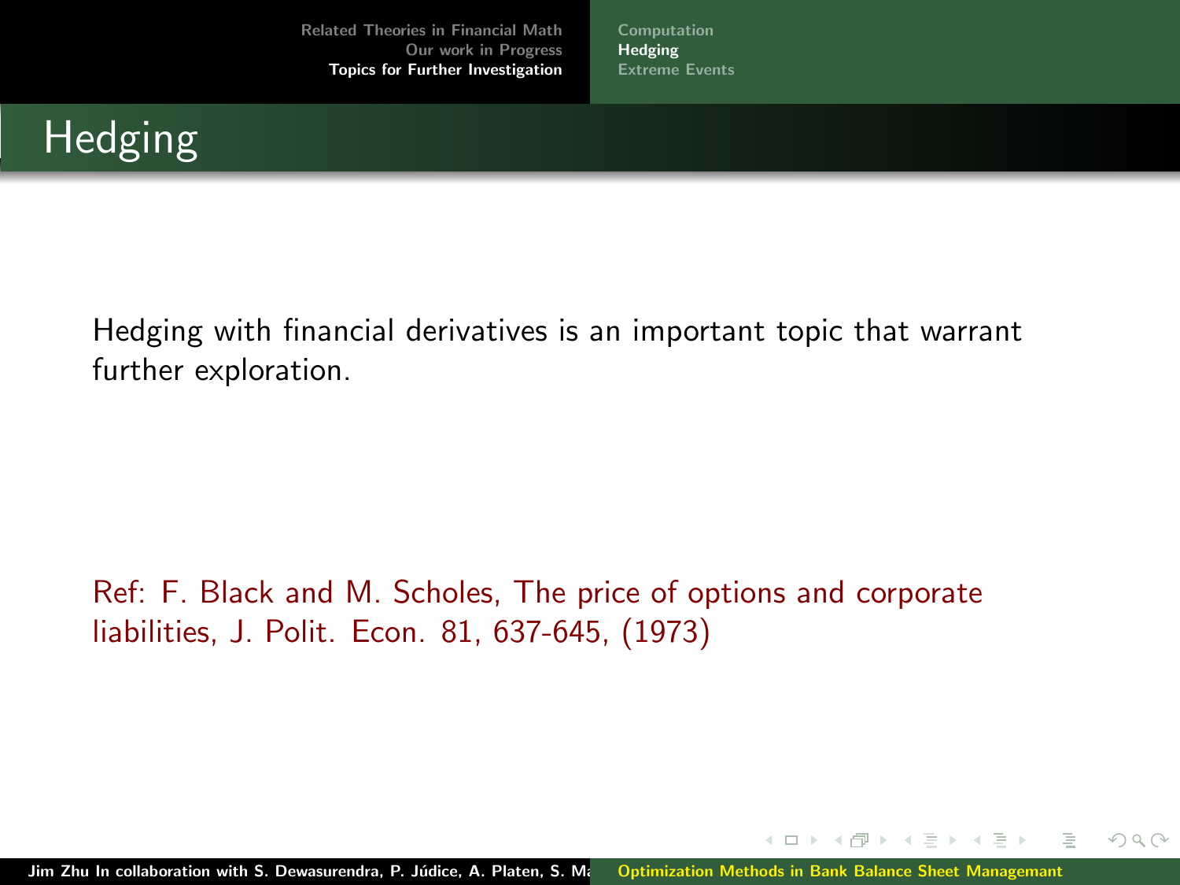# Hedging

Hedging with financial derivatives is an important topic that warrant further exploration.

Ref: F. Black and M. Scholes, The price of options and corporate liabilities, J. Polit. Econ. 81, 637-645, (1973)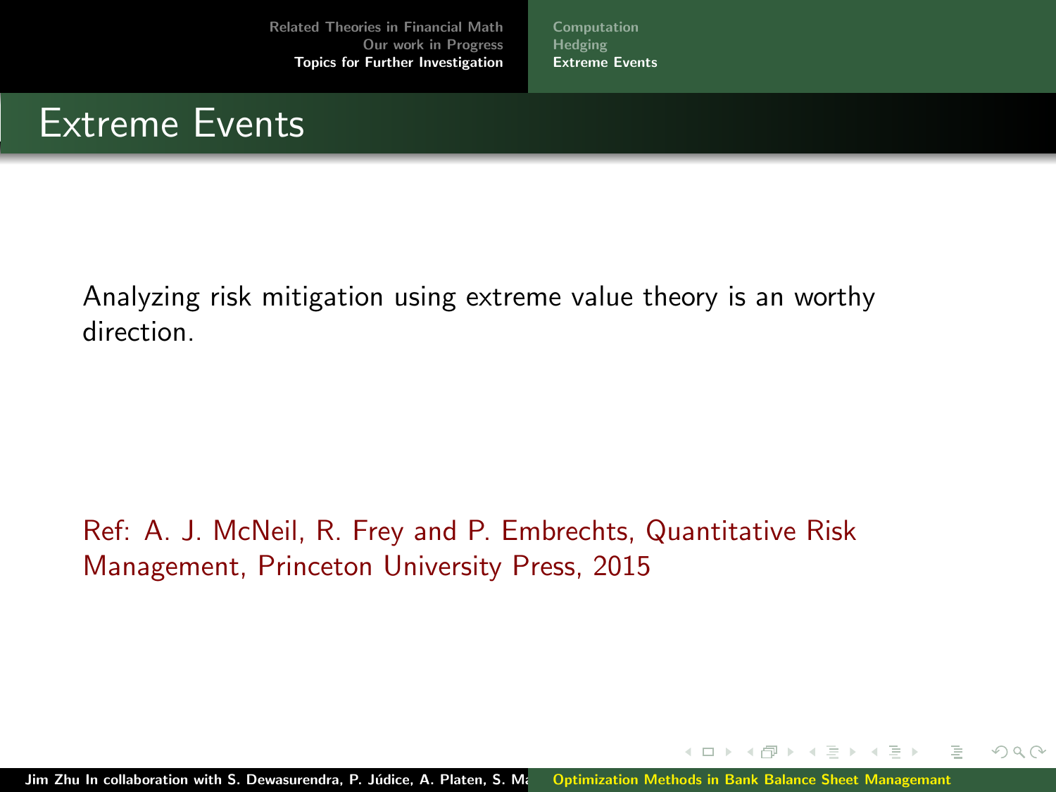# Extreme Events

Analyzing risk mitigation using extreme value theory is an worthy direction.

Ref: A. J. McNeil, R. Frey and P. Embrechts, Quantitative Risk Management, Princeton University Press, 2015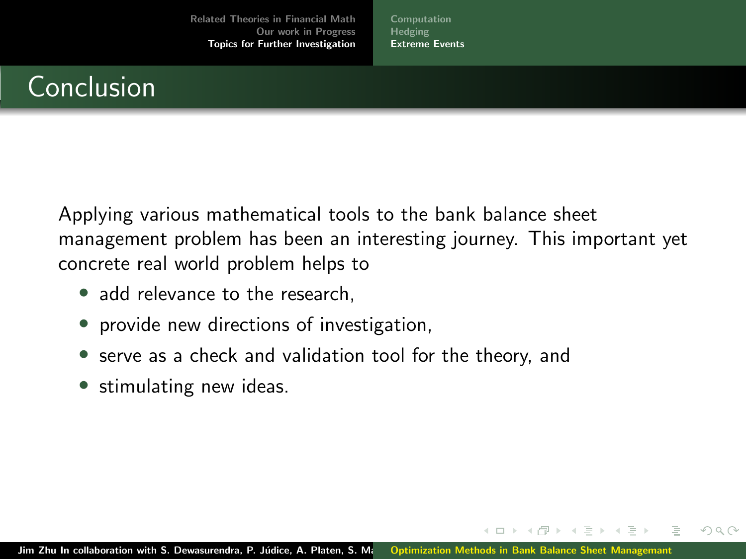# Conclusion

Applying various mathematical tools to the bank balance sheet management problem has been an interesting journey. This important yet concrete real world problem helps to

- add relevance to the research,
- provide new directions of investigation,
- serve as a check and validation tool for the theory, and
- stimulating new ideas.